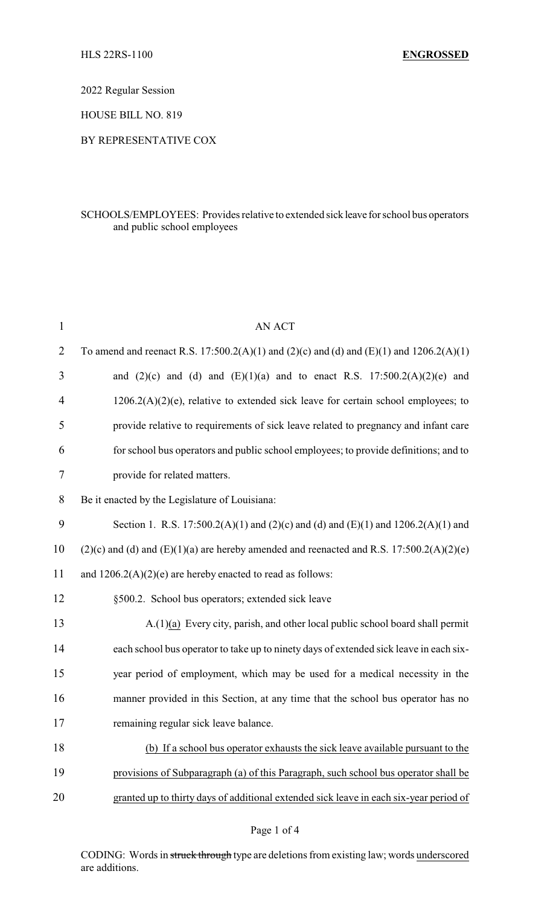HLS 22RS-1100 **ENGROSSED**

2022 Regular Session

HOUSE BILL NO. 819

BY REPRESENTATIVE COX

SCHOOLS/EMPLOYEES: Provides relative to extended sick leave for school bus operators and public school employees

AN ACT

To amend and reenact R.S. 17:500.2(A)(1) and (2)(c) and (d) and (E)(1) and 1206.2(A)(1) and (2)(c) and (d) and (E)(1)(a) and to enact R.S. 17:500.2(A)(2)(e) and 1206.2(A)(2)(e), relative to extended sick leave for certain school employees; to provide relative to requirements of sick leave related to pregnancy and infant care for school bus operators and public school employees; to provide definitions; and to provide for related matters.

Be it enacted by the Legislature of Louisiana:

Section 1. R.S. 17:500.2(A)(1) and (2)(c) and (d) and (E)(1) and 1206.2(A)(1) and (2)(c) and (d) and (E)(1)(a) are hereby amended and reenacted and R.S. 17:500.2(A)(2)(e) and 1206.2(A)(2)(e) are hereby enacted to read as follows:

§500.2. School bus operators; extended sick leave

A.(1)<u>(a)</u> Every city, parish, and other local public school board shall permit each school bus operator to take up to ninety days of extended sick leave in each six-year period of employment, which may be used for a medical necessity in the manner provided in this Section, at any time that the school bus operator has no remaining regular sick leave balance.

<u>(b) If a school bus operator exhausts the sick leave available pursuant to the provisions of Subparagraph (a) of this Paragraph, such school bus operator shall be granted up to thirty days of additional extended sick leave in each six-year period of</u>

CODING: Words in ~~struck through~~ type are deletions from existing law; words <u>underscored</u> are additions.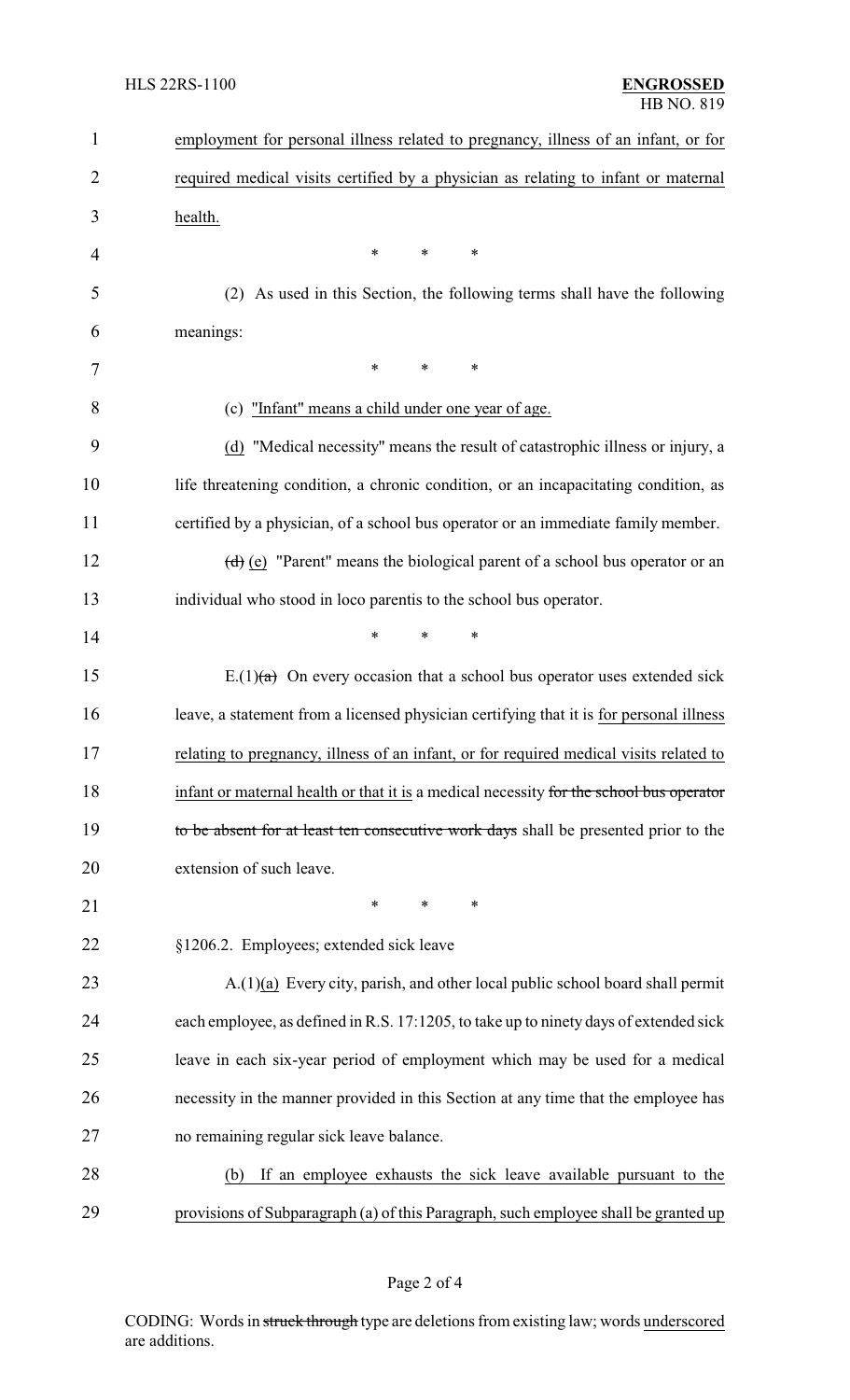employment for personal illness related to pregnancy, illness of an infant, or for required medical visits certified by a physician as relating to infant or maternal health.

\* \* \*

(2) As used in this Section, the following terms shall have the following meanings:

\* \* \*

(c) "Infant" means a child under one year of age.

(d) "Medical necessity" means the result of catastrophic illness or injury, a life threatening condition, a chronic condition, or an incapacitating condition, as certified by a physician, of a school bus operator or an immediate family member.

~~(d)~~ (e) "Parent" means the biological parent of a school bus operator or an individual who stood in loco parentis to the school bus operator.

\* \* \*

E.(1)~~(a)~~ On every occasion that a school bus operator uses extended sick leave, a statement from a licensed physician certifying that it is for personal illness relating to pregnancy, illness of an infant, or for required medical visits related to infant or maternal health or that it is a medical necessity ~~for the school bus operator to be absent for at least ten consecutive work days~~ shall be presented prior to the extension of such leave.

\* \* \*

§1206.2. Employees; extended sick leave

A.(1)(a) Every city, parish, and other local public school board shall permit each employee, as defined in R.S. 17:1205, to take up to ninety days of extended sick leave in each six-year period of employment which may be used for a medical necessity in the manner provided in this Section at any time that the employee has no remaining regular sick leave balance.

(b) If an employee exhausts the sick leave available pursuant to the provisions of Subparagraph (a) of this Paragraph, such employee shall be granted up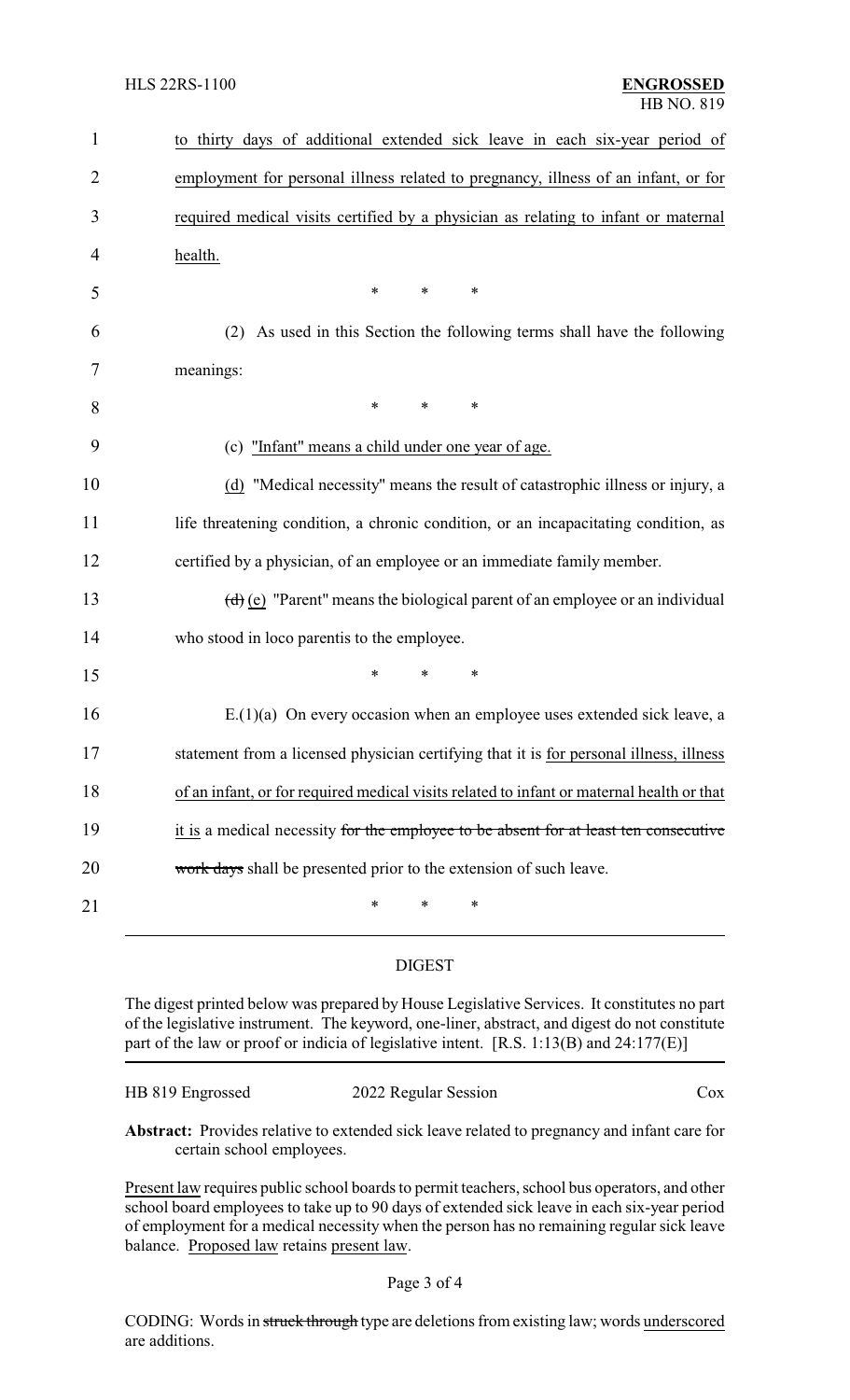to thirty days of additional extended sick leave in each six-year period of employment for personal illness related to pregnancy, illness of an infant, or for required medical visits certified by a physician as relating to infant or maternal health.

\* \* \*

(2) As used in this Section the following terms shall have the following meanings:

\* \* \*

(c) "Infant" means a child under one year of age.

(d) "Medical necessity" means the result of catastrophic illness or injury, a life threatening condition, a chronic condition, or an incapacitating condition, as certified by a physician, of an employee or an immediate family member.

~~(d)~~ (e) "Parent" means the biological parent of an employee or an individual who stood in loco parentis to the employee.

\* \* \*

E.(1)(a) On every occasion when an employee uses extended sick leave, a statement from a licensed physician certifying that it is for personal illness, illness of an infant, or for required medical visits related to infant or maternal health or that it is a medical necessity ~~for the employee to be absent for at least ten consecutive work days~~ shall be presented prior to the extension of such leave.

\* \* \*

## DIGEST

The digest printed below was prepared by House Legislative Services. It constitutes no part of the legislative instrument. The keyword, one-liner, abstract, and digest do not constitute part of the law or proof or indicia of legislative intent. [R.S. 1:13(B) and 24:177(E)]

HB 819 Engrossed — 2022 Regular Session — Cox

**Abstract:** Provides relative to extended sick leave related to pregnancy and infant care for certain school employees.

Present law requires public school boards to permit teachers, school bus operators, and other school board employees to take up to 90 days of extended sick leave in each six-year period of employment for a medical necessity when the person has no remaining regular sick leave balance. Proposed law retains present law.

CODING: Words in ~~struck through~~ type are deletions from existing law; words underscored are additions.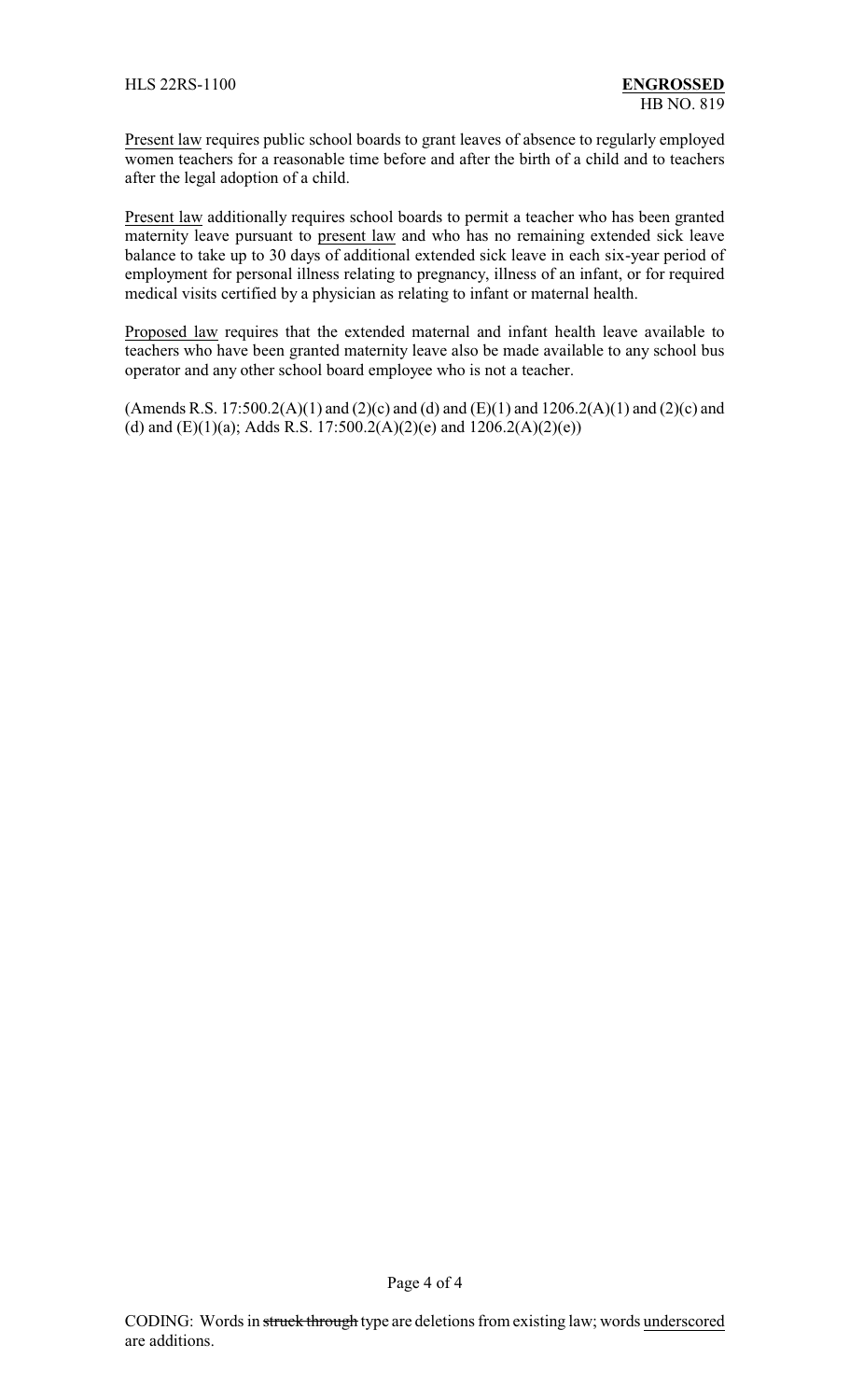Present law requires public school boards to grant leaves of absence to regularly employed women teachers for a reasonable time before and after the birth of a child and to teachers after the legal adoption of a child.

Present law additionally requires school boards to permit a teacher who has been granted maternity leave pursuant to present law and who has no remaining extended sick leave balance to take up to 30 days of additional extended sick leave in each six-year period of employment for personal illness relating to pregnancy, illness of an infant, or for required medical visits certified by a physician as relating to infant or maternal health.

Proposed law requires that the extended maternal and infant health leave available to teachers who have been granted maternity leave also be made available to any school bus operator and any other school board employee who is not a teacher.

(Amends R.S. 17:500.2(A)(1) and (2)(c) and (d) and (E)(1) and 1206.2(A)(1) and (2)(c) and (d) and (E)(1)(a); Adds R.S. 17:500.2(A)(2)(e) and 1206.2(A)(2)(e))

CODING: Words in struck through type are deletions from existing law; words underscored are additions.